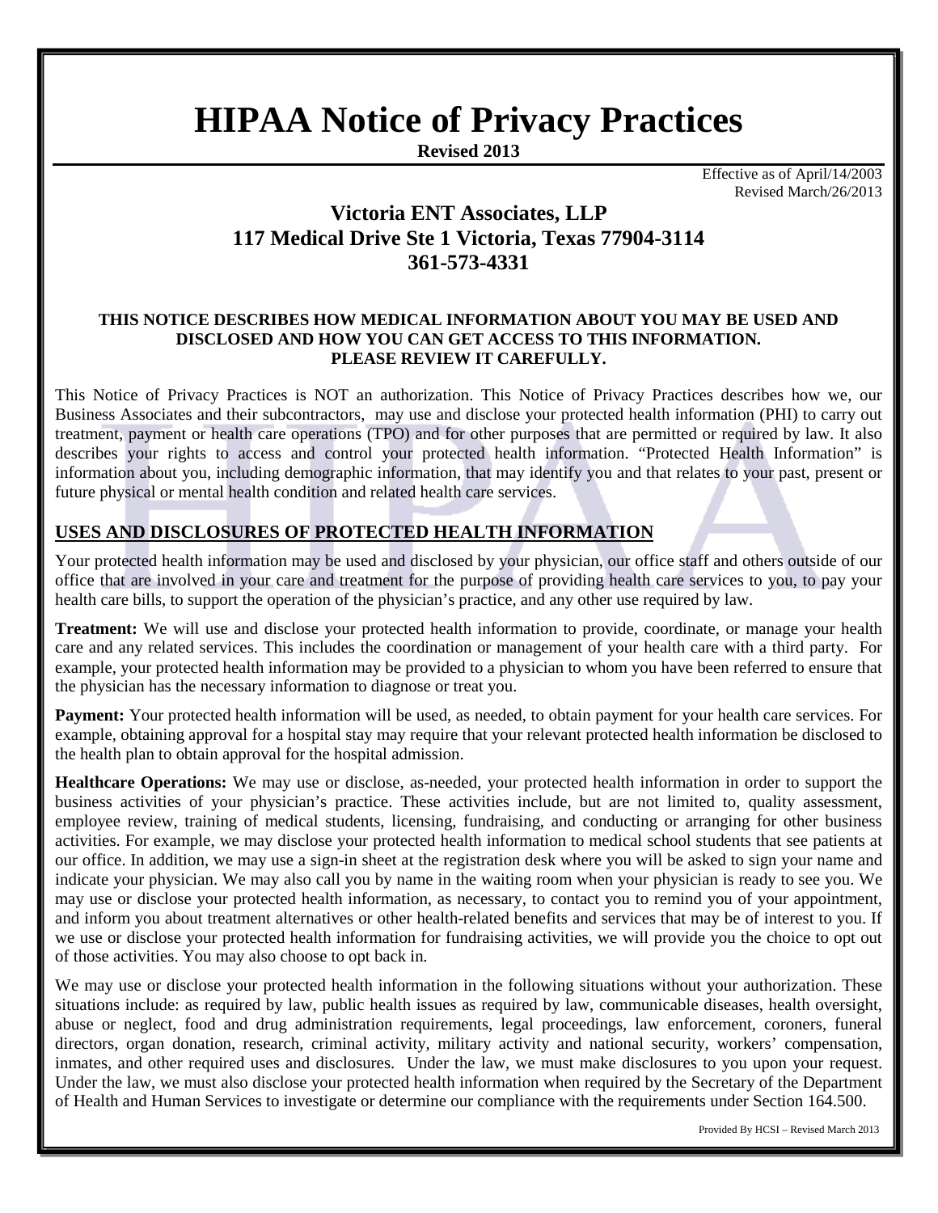# HIPAA Notice of Privacy Practices

**Revised 2013**

Effective as of April/14/2003
Revised March/26/2013

## Victoria ENT Associates, LLP
## 117 Medical Drive Ste 1 Victoria, Texas 77904-3114
## 361-573-4331

**THIS NOTICE DESCRIBES HOW MEDICAL INFORMATION ABOUT YOU MAY BE USED AND DISCLOSED AND HOW YOU CAN GET ACCESS TO THIS INFORMATION.
PLEASE REVIEW IT CAREFULLY.**

This Notice of Privacy Practices is NOT an authorization. This Notice of Privacy Practices describes how we, our Business Associates and their subcontractors, may use and disclose your protected health information (PHI) to carry out treatment, payment or health care operations (TPO) and for other purposes that are permitted or required by law. It also describes your rights to access and control your protected health information. "Protected Health Information" is information about you, including demographic information, that may identify you and that relates to your past, present or future physical or mental health condition and related health care services.

## USES AND DISCLOSURES OF PROTECTED HEALTH INFORMATION

Your protected health information may be used and disclosed by your physician, our office staff and others outside of our office that are involved in your care and treatment for the purpose of providing health care services to you, to pay your health care bills, to support the operation of the physician's practice, and any other use required by law.

**Treatment:** We will use and disclose your protected health information to provide, coordinate, or manage your health care and any related services. This includes the coordination or management of your health care with a third party. For example, your protected health information may be provided to a physician to whom you have been referred to ensure that the physician has the necessary information to diagnose or treat you.

**Payment:** Your protected health information will be used, as needed, to obtain payment for your health care services. For example, obtaining approval for a hospital stay may require that your relevant protected health information be disclosed to the health plan to obtain approval for the hospital admission.

**Healthcare Operations:** We may use or disclose, as-needed, your protected health information in order to support the business activities of your physician's practice. These activities include, but are not limited to, quality assessment, employee review, training of medical students, licensing, fundraising, and conducting or arranging for other business activities. For example, we may disclose your protected health information to medical school students that see patients at our office. In addition, we may use a sign-in sheet at the registration desk where you will be asked to sign your name and indicate your physician. We may also call you by name in the waiting room when your physician is ready to see you. We may use or disclose your protected health information, as necessary, to contact you to remind you of your appointment, and inform you about treatment alternatives or other health-related benefits and services that may be of interest to you. If we use or disclose your protected health information for fundraising activities, we will provide you the choice to opt out of those activities. You may also choose to opt back in.

We may use or disclose your protected health information in the following situations without your authorization. These situations include: as required by law, public health issues as required by law, communicable diseases, health oversight, abuse or neglect, food and drug administration requirements, legal proceedings, law enforcement, coroners, funeral directors, organ donation, research, criminal activity, military activity and national security, workers' compensation, inmates, and other required uses and disclosures. Under the law, we must make disclosures to you upon your request. Under the law, we must also disclose your protected health information when required by the Secretary of the Department of Health and Human Services to investigate or determine our compliance with the requirements under Section 164.500.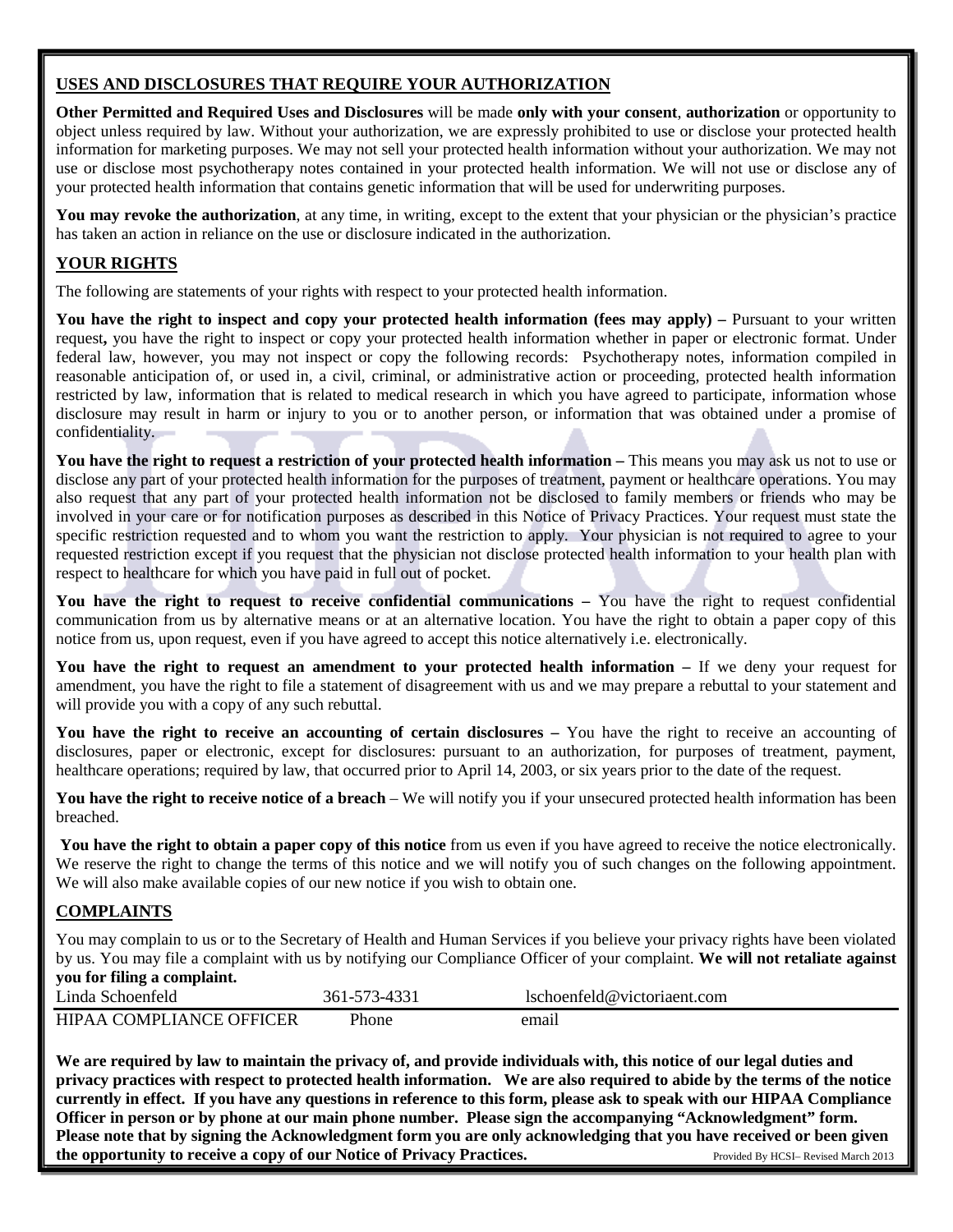## USES AND DISCLOSURES THAT REQUIRE YOUR AUTHORIZATION

**Other Permitted and Required Uses and Disclosures** will be made **only with your consent**, **authorization** or opportunity to object unless required by law. Without your authorization, we are expressly prohibited to use or disclose your protected health information for marketing purposes. We may not sell your protected health information without your authorization. We may not use or disclose most psychotherapy notes contained in your protected health information. We will not use or disclose any of your protected health information that contains genetic information that will be used for underwriting purposes.

**You may revoke the authorization**, at any time, in writing, except to the extent that your physician or the physician's practice has taken an action in reliance on the use or disclosure indicated in the authorization.

## YOUR RIGHTS

The following are statements of your rights with respect to your protected health information.

**You have the right to inspect and copy your protected health information (fees may apply) –** Pursuant to your written request**,** you have the right to inspect or copy your protected health information whether in paper or electronic format. Under federal law, however, you may not inspect or copy the following records: Psychotherapy notes, information compiled in reasonable anticipation of, or used in, a civil, criminal, or administrative action or proceeding, protected health information restricted by law, information that is related to medical research in which you have agreed to participate, information whose disclosure may result in harm or injury to you or to another person, or information that was obtained under a promise of confidentiality.

**You have the right to request a restriction of your protected health information –** This means you may ask us not to use or disclose any part of your protected health information for the purposes of treatment, payment or healthcare operations. You may also request that any part of your protected health information not be disclosed to family members or friends who may be involved in your care or for notification purposes as described in this Notice of Privacy Practices. Your request must state the specific restriction requested and to whom you want the restriction to apply. Your physician is not required to agree to your requested restriction except if you request that the physician not disclose protected health information to your health plan with respect to healthcare for which you have paid in full out of pocket.

**You have the right to request to receive confidential communications –** You have the right to request confidential communication from us by alternative means or at an alternative location. You have the right to obtain a paper copy of this notice from us, upon request, even if you have agreed to accept this notice alternatively i.e. electronically.

**You have the right to request an amendment to your protected health information –** If we deny your request for amendment, you have the right to file a statement of disagreement with us and we may prepare a rebuttal to your statement and will provide you with a copy of any such rebuttal.

**You have the right to receive an accounting of certain disclosures –** You have the right to receive an accounting of disclosures, paper or electronic, except for disclosures: pursuant to an authorization, for purposes of treatment, payment, healthcare operations; required by law, that occurred prior to April 14, 2003, or six years prior to the date of the request.

**You have the right to receive notice of a breach** – We will notify you if your unsecured protected health information has been breached.

**You have the right to obtain a paper copy of this notice** from us even if you have agreed to receive the notice electronically. We reserve the right to change the terms of this notice and we will notify you of such changes on the following appointment. We will also make available copies of our new notice if you wish to obtain one.

## COMPLAINTS

You may complain to us or to the Secretary of Health and Human Services if you believe your privacy rights have been violated by us. You may file a complaint with us by notifying our Compliance Officer of your complaint. **We will not retaliate against you for filing a complaint.**

| | | |
|---|---|---|
| Linda Schoenfeld | 361-573-4331 | lschoenfeld@victoriaent.com |
| HIPAA COMPLIANCE OFFICER | Phone | email |

**We are required by law to maintain the privacy of, and provide individuals with, this notice of our legal duties and privacy practices with respect to protected health information. We are also required to abide by the terms of the notice currently in effect. If you have any questions in reference to this form, please ask to speak with our HIPAA Compliance Officer in person or by phone at our main phone number. Please sign the accompanying "Acknowledgment" form. Please note that by signing the Acknowledgment form you are only acknowledging that you have received or been given the opportunity to receive a copy of our Notice of Privacy Practices.**

Provided By HCSI– Revised March 2013